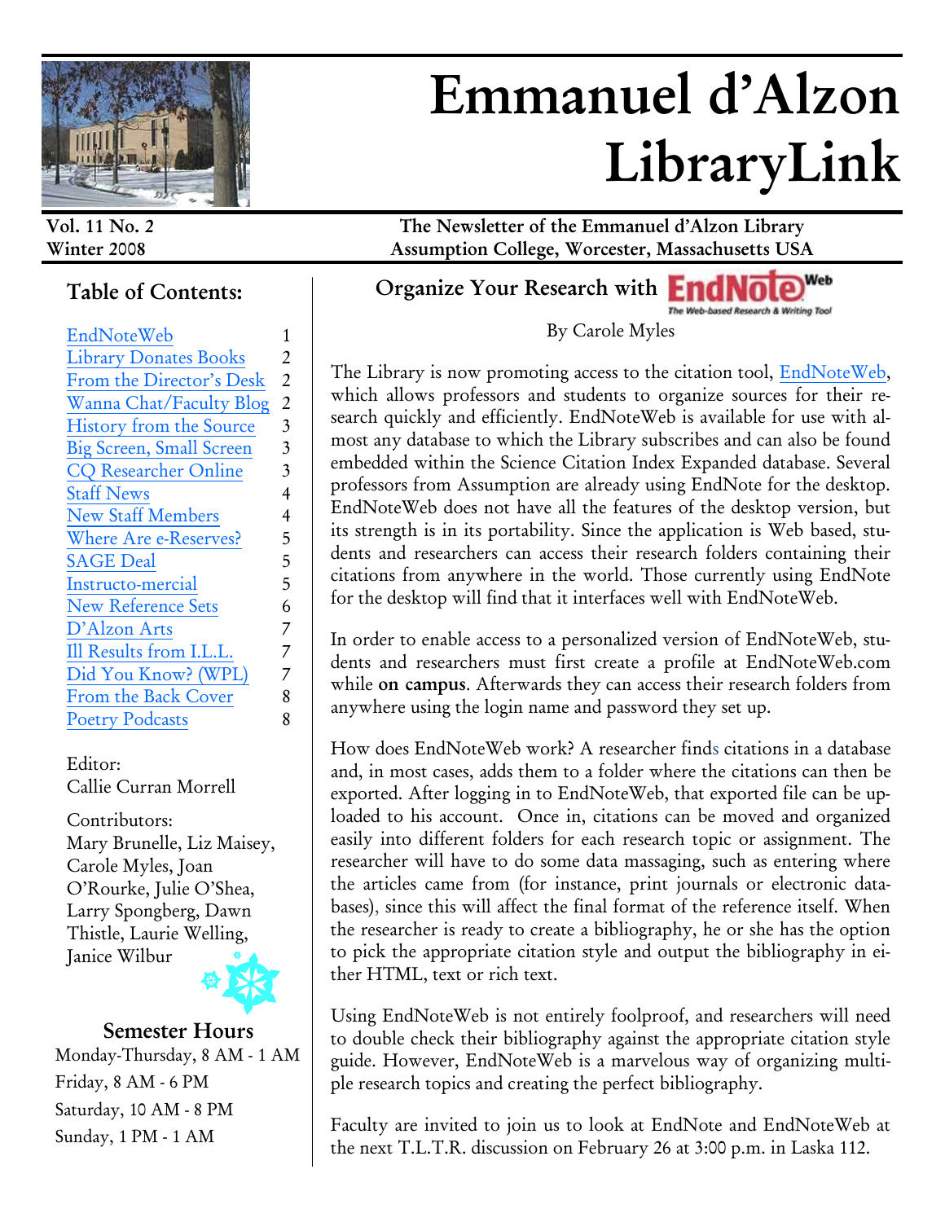# Emmanuel d'Alzon LibraryLink

**Vol. 11 No. 2**
**Winter 2008**

**The Newsletter of the Emmanuel d'Alzon Library**
**Assumption College, Worcester, Massachusetts USA**

## Table of Contents:

| | |
|---|---|
| EndNoteWeb | 1 |
| Library Donates Books | 2 |
| From the Director's Desk | 2 |
| Wanna Chat/Faculty Blog | 2 |
| History from the Source | 3 |
| Big Screen, Small Screen | 3 |
| CQ Researcher Online | 3 |
| Staff News | 4 |
| New Staff Members | 4 |
| Where Are e-Reserves? | 5 |
| SAGE Deal | 5 |
| Instructo-mercial | 5 |
| New Reference Sets | 6 |
| D'Alzon Arts | 7 |
| Ill Results from I.L.L. | 7 |
| Did You Know? (WPL) | 7 |
| From the Back Cover | 8 |
| Poetry Podcasts | 8 |

Editor:
Callie Curran Morrell

Contributors:
Mary Brunelle, Liz Maisey, Carole Myles, Joan O'Rourke, Julie O'Shea, Larry Spongberg, Dawn Thistle, Laurie Welling, Janice Wilbur

### Semester Hours

Monday-Thursday, 8 AM - 1 AM
Friday, 8 AM - 6 PM
Saturday, 10 AM - 8 PM
Sunday, 1 PM - 1 AM

## Organize Your Research with EndNote Web

EndNote Web — The Web-based Research & Writing Tool

By Carole Myles

The Library is now promoting access to the citation tool, EndNoteWeb, which allows professors and students to organize sources for their research quickly and efficiently. EndNoteWeb is available for use with almost any database to which the Library subscribes and can also be found embedded within the Science Citation Index Expanded database. Several professors from Assumption are already using EndNote for the desktop. EndNoteWeb does not have all the features of the desktop version, but its strength is in its portability. Since the application is Web based, students and researchers can access their research folders containing their citations from anywhere in the world. Those currently using EndNote for the desktop will find that it interfaces well with EndNoteWeb.

In order to enable access to a personalized version of EndNoteWeb, students and researchers must first create a profile at EndNoteWeb.com while **on campus**. Afterwards they can access their research folders from anywhere using the login name and password they set up.

How does EndNoteWeb work? A researcher finds citations in a database and, in most cases, adds them to a folder where the citations can then be exported. After logging in to EndNoteWeb, that exported file can be uploaded to his account. Once in, citations can be moved and organized easily into different folders for each research topic or assignment. The researcher will have to do some data massaging, such as entering where the articles came from (for instance, print journals or electronic databases), since this will affect the final format of the reference itself. When the researcher is ready to create a bibliography, he or she has the option to pick the appropriate citation style and output the bibliography in either HTML, text or rich text.

Using EndNoteWeb is not entirely foolproof, and researchers will need to double check their bibliography against the appropriate citation style guide. However, EndNoteWeb is a marvelous way of organizing multiple research topics and creating the perfect bibliography.

Faculty are invited to join us to look at EndNote and EndNoteWeb at the next T.L.T.R. discussion on February 26 at 3:00 p.m. in Laska 112.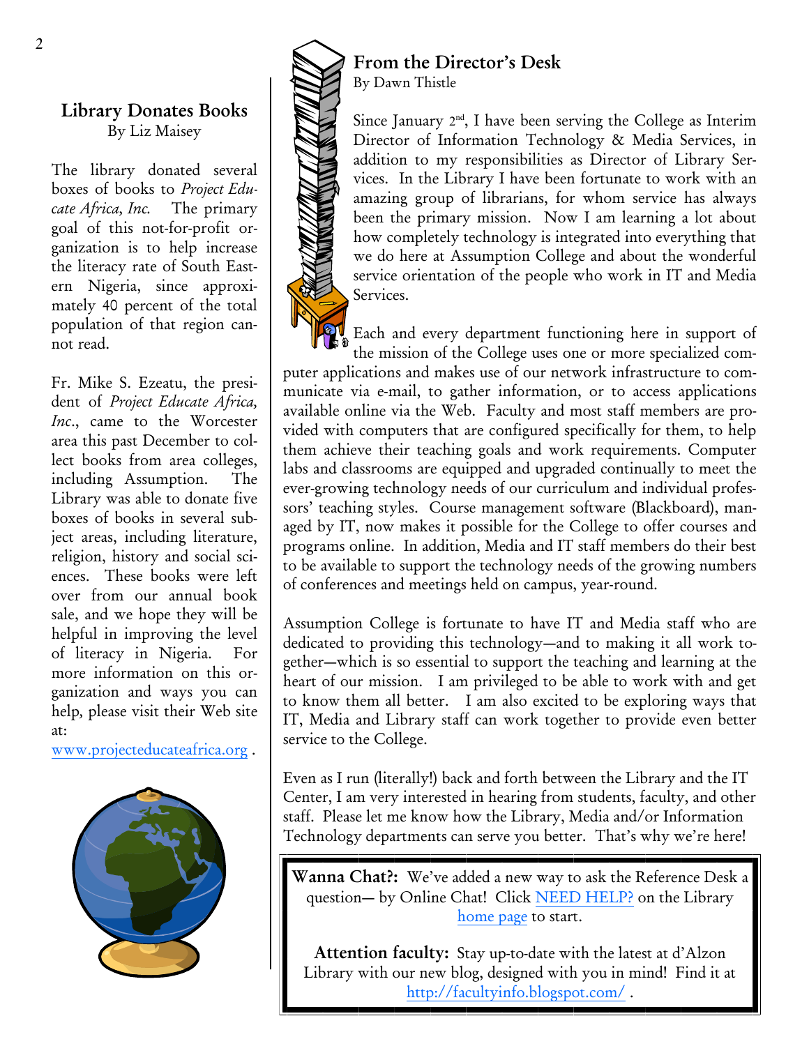## Library Donates Books

By Liz Maisey

The library donated several boxes of books to *Project Educate Africa, Inc.* The primary goal of this not-for-profit organization is to help increase the literacy rate of South Eastern Nigeria, since approximately 40 percent of the total population of that region cannot read.

Fr. Mike S. Ezeatu, the president of *Project Educate Africa, Inc.*, came to the Worcester area this past December to collect books from area colleges, including Assumption. The Library was able to donate five boxes of books in several subject areas, including literature, religion, history and social sciences. These books were left over from our annual book sale, and we hope they will be helpful in improving the level of literacy in Nigeria. For more information on this organization and ways you can help, please visit their Web site at:

www.projecteducateafrica.org .

## From the Director's Desk

By Dawn Thistle

Since January 2nd, I have been serving the College as Interim Director of Information Technology & Media Services, in addition to my responsibilities as Director of Library Services. In the Library I have been fortunate to work with an amazing group of librarians, for whom service has always been the primary mission. Now I am learning a lot about how completely technology is integrated into everything that we do here at Assumption College and about the wonderful service orientation of the people who work in IT and Media Services.

Each and every department functioning here in support of the mission of the College uses one or more specialized computer applications and makes use of our network infrastructure to communicate via e-mail, to gather information, or to access applications available online via the Web. Faculty and most staff members are provided with computers that are configured specifically for them, to help them achieve their teaching goals and work requirements. Computer labs and classrooms are equipped and upgraded continually to meet the ever-growing technology needs of our curriculum and individual professors' teaching styles. Course management software (Blackboard), managed by IT, now makes it possible for the College to offer courses and programs online. In addition, Media and IT staff members do their best to be available to support the technology needs of the growing numbers of conferences and meetings held on campus, year-round.

Assumption College is fortunate to have IT and Media staff who are dedicated to providing this technology—and to making it all work together—which is so essential to support the teaching and learning at the heart of our mission. I am privileged to be able to work with and get to know them all better. I am also excited to be exploring ways that IT, Media and Library staff can work together to provide even better service to the College.

Even as I run (literally!) back and forth between the Library and the IT Center, I am very interested in hearing from students, faculty, and other staff. Please let me know how the Library, Media and/or Information Technology departments can serve you better. That's why we're here!

**Wanna Chat?:** We've added a new way to ask the Reference Desk a question— by Online Chat! Click NEED HELP? on the Library home page to start.

**Attention faculty:** Stay up-to-date with the latest at d'Alzon Library with our new blog, designed with you in mind! Find it at http://facultyinfo.blogspot.com/ .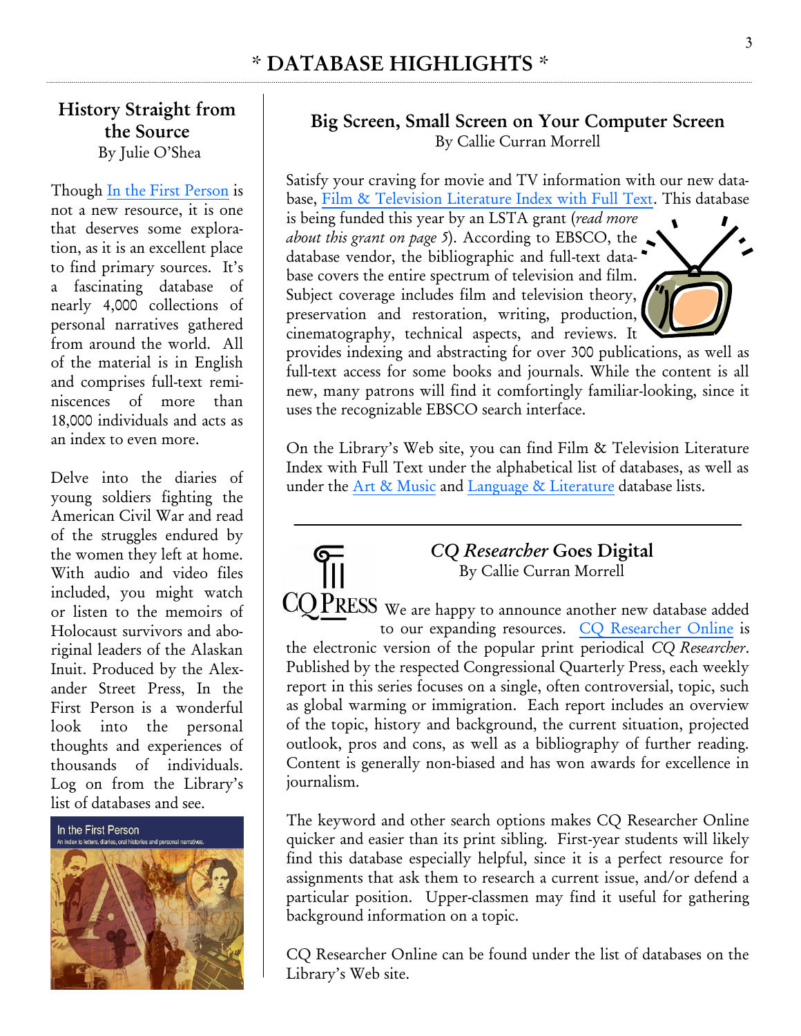# * DATABASE HIGHLIGHTS *

## History Straight from the Source

By Julie O'Shea

Though In the First Person is not a new resource, it is one that deserves some exploration, as it is an excellent place to find primary sources. It's a fascinating database of nearly 4,000 collections of personal narratives gathered from around the world. All of the material is in English and comprises full-text reminiscences of more than 18,000 individuals and acts as an index to even more.

Delve into the diaries of young soldiers fighting the American Civil War and read of the struggles endured by the women they left at home. With audio and video files included, you might watch or listen to the memoirs of Holocaust survivors and aboriginal leaders of the Alaskan Inuit. Produced by the Alexander Street Press, In the First Person is a wonderful look into the personal thoughts and experiences of thousands of individuals. Log on from the Library's list of databases and see.

## Big Screen, Small Screen on Your Computer Screen

By Callie Curran Morrell

Satisfy your craving for movie and TV information with our new database, Film & Television Literature Index with Full Text. This database is being funded this year by an LSTA grant (*read more about this grant on page 5*). According to EBSCO, the database vendor, the bibliographic and full-text database covers the entire spectrum of television and film. Subject coverage includes film and television theory, preservation and restoration, writing, production, cinematography, technical aspects, and reviews. It provides indexing and abstracting for over 300 publications, as well as full-text access for some books and journals. While the content is all new, many patrons will find it comfortingly familiar-looking, since it uses the recognizable EBSCO search interface.

On the Library's Web site, you can find Film & Television Literature Index with Full Text under the alphabetical list of databases, as well as under the Art & Music and Language & Literature database lists.

---

## *CQ Researcher* Goes Digital

By Callie Curran Morrell

We are happy to announce another new database added to our expanding resources. CQ Researcher Online is the electronic version of the popular print periodical *CQ Researcher*. Published by the respected Congressional Quarterly Press, each weekly report in this series focuses on a single, often controversial, topic, such as global warming or immigration. Each report includes an overview of the topic, history and background, the current situation, projected outlook, pros and cons, as well as a bibliography of further reading. Content is generally non-biased and has won awards for excellence in journalism.

The keyword and other search options makes CQ Researcher Online quicker and easier than its print sibling. First-year students will likely find this database especially helpful, since it is a perfect resource for assignments that ask them to research a current issue, and/or defend a particular position. Upper-classmen may find it useful for gathering background information on a topic.

CQ Researcher Online can be found under the list of databases on the Library's Web site.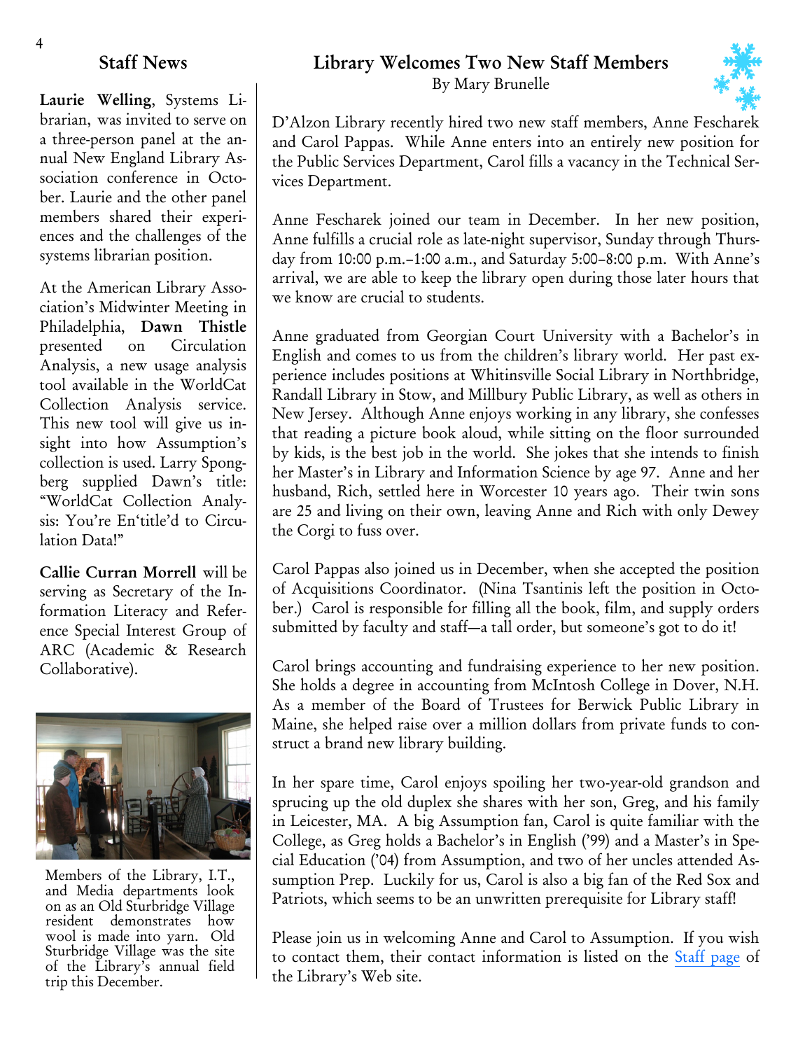## Staff News

**Laurie Welling**, Systems Librarian, was invited to serve on a three-person panel at the annual New England Library Association conference in October. Laurie and the other panel members shared their experiences and the challenges of the systems librarian position.

At the American Library Association's Midwinter Meeting in Philadelphia, **Dawn Thistle** presented on Circulation Analysis, a new usage analysis tool available in the WorldCat Collection Analysis service. This new tool will give us insight into how Assumption's collection is used. Larry Spongberg supplied Dawn's title: "WorldCat Collection Analysis: You're En'title'd to Circulation Data!"

**Callie Curran Morrell** will be serving as Secretary of the Information Literacy and Reference Special Interest Group of ARC (Academic & Research Collaborative).

Members of the Library, I.T., and Media departments look on as an Old Sturbridge Village resident demonstrates how wool is made into yarn. Old Sturbridge Village was the site of the Library's annual field trip this December.

## Library Welcomes Two New Staff Members

By Mary Brunelle

D'Alzon Library recently hired two new staff members, Anne Fescharek and Carol Pappas. While Anne enters into an entirely new position for the Public Services Department, Carol fills a vacancy in the Technical Services Department.

Anne Fescharek joined our team in December. In her new position, Anne fulfills a crucial role as late-night supervisor, Sunday through Thursday from 10:00 p.m.–1:00 a.m., and Saturday 5:00–8:00 p.m. With Anne's arrival, we are able to keep the library open during those later hours that we know are crucial to students.

Anne graduated from Georgian Court University with a Bachelor's in English and comes to us from the children's library world. Her past experience includes positions at Whitinsville Social Library in Northbridge, Randall Library in Stow, and Millbury Public Library, as well as others in New Jersey. Although Anne enjoys working in any library, she confesses that reading a picture book aloud, while sitting on the floor surrounded by kids, is the best job in the world. She jokes that she intends to finish her Master's in Library and Information Science by age 97. Anne and her husband, Rich, settled here in Worcester 10 years ago. Their twin sons are 25 and living on their own, leaving Anne and Rich with only Dewey the Corgi to fuss over.

Carol Pappas also joined us in December, when she accepted the position of Acquisitions Coordinator. (Nina Tsantinis left the position in October.) Carol is responsible for filling all the book, film, and supply orders submitted by faculty and staff—a tall order, but someone's got to do it!

Carol brings accounting and fundraising experience to her new position. She holds a degree in accounting from McIntosh College in Dover, N.H. As a member of the Board of Trustees for Berwick Public Library in Maine, she helped raise over a million dollars from private funds to construct a brand new library building.

In her spare time, Carol enjoys spoiling her two-year-old grandson and sprucing up the old duplex she shares with her son, Greg, and his family in Leicester, MA. A big Assumption fan, Carol is quite familiar with the College, as Greg holds a Bachelor's in English ('99) and a Master's in Special Education ('04) from Assumption, and two of her uncles attended Assumption Prep. Luckily for us, Carol is also a big fan of the Red Sox and Patriots, which seems to be an unwritten prerequisite for Library staff!

Please join us in welcoming Anne and Carol to Assumption. If you wish to contact them, their contact information is listed on the Staff page of the Library's Web site.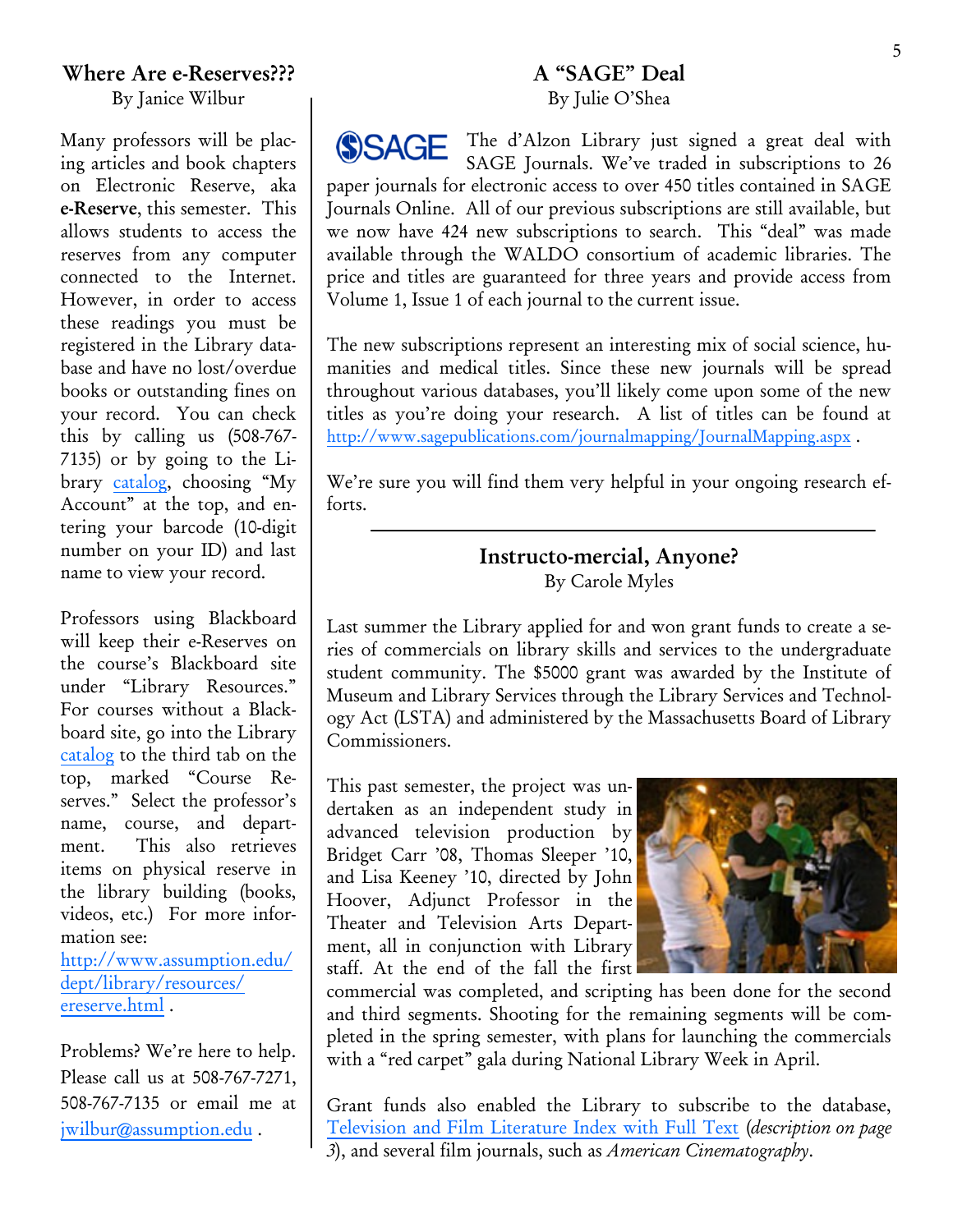## Where Are e-Reserves???

By Janice Wilbur

Many professors will be placing articles and book chapters on Electronic Reserve, aka **e-Reserve**, this semester. This allows students to access the reserves from any computer connected to the Internet. However, in order to access these readings you must be registered in the Library database and have no lost/overdue books or outstanding fines on your record. You can check this by calling us (508-767-7135) or by going to the Library catalog, choosing "My Account" at the top, and entering your barcode (10-digit number on your ID) and last name to view your record.

Professors using Blackboard will keep their e-Reserves on the course's Blackboard site under "Library Resources." For courses without a Blackboard site, go into the Library catalog to the third tab on the top, marked "Course Reserves." Select the professor's name, course, and department. This also retrieves items on physical reserve in the library building (books, videos, etc.) For more information see: http://www.assumption.edu/dept/library/resources/ereserve.html .

Problems? We're here to help. Please call us at 508-767-7271, 508-767-7135 or email me at jwilbur@assumption.edu .

## A "SAGE" Deal

By Julie O'Shea

The d'Alzon Library just signed a great deal with SAGE Journals. We've traded in subscriptions to 26 paper journals for electronic access to over 450 titles contained in SAGE Journals Online. All of our previous subscriptions are still available, but we now have 424 new subscriptions to search. This "deal" was made available through the WALDO consortium of academic libraries. The price and titles are guaranteed for three years and provide access from Volume 1, Issue 1 of each journal to the current issue.

The new subscriptions represent an interesting mix of social science, humanities and medical titles. Since these new journals will be spread throughout various databases, you'll likely come upon some of the new titles as you're doing your research. A list of titles can be found at http://www.sagepublications.com/journalmapping/JournalMapping.aspx .

We're sure you will find them very helpful in your ongoing research efforts.

## Instructo-mercial, Anyone?

By Carole Myles

Last summer the Library applied for and won grant funds to create a series of commercials on library skills and services to the undergraduate student community. The $5000 grant was awarded by the Institute of Museum and Library Services through the Library Services and Technology Act (LSTA) and administered by the Massachusetts Board of Library Commissioners.

This past semester, the project was undertaken as an independent study in advanced television production by Bridget Carr '08, Thomas Sleeper '10, and Lisa Keeney '10, directed by John Hoover, Adjunct Professor in the Theater and Television Arts Department, all in conjunction with Library staff. At the end of the fall the first commercial was completed, and scripting has been done for the second and third segments. Shooting for the remaining segments will be completed in the spring semester, with plans for launching the commercials with a "red carpet" gala during National Library Week in April.

Grant funds also enabled the Library to subscribe to the database, Television and Film Literature Index with Full Text (*description on page 3*), and several film journals, such as *American Cinematography*.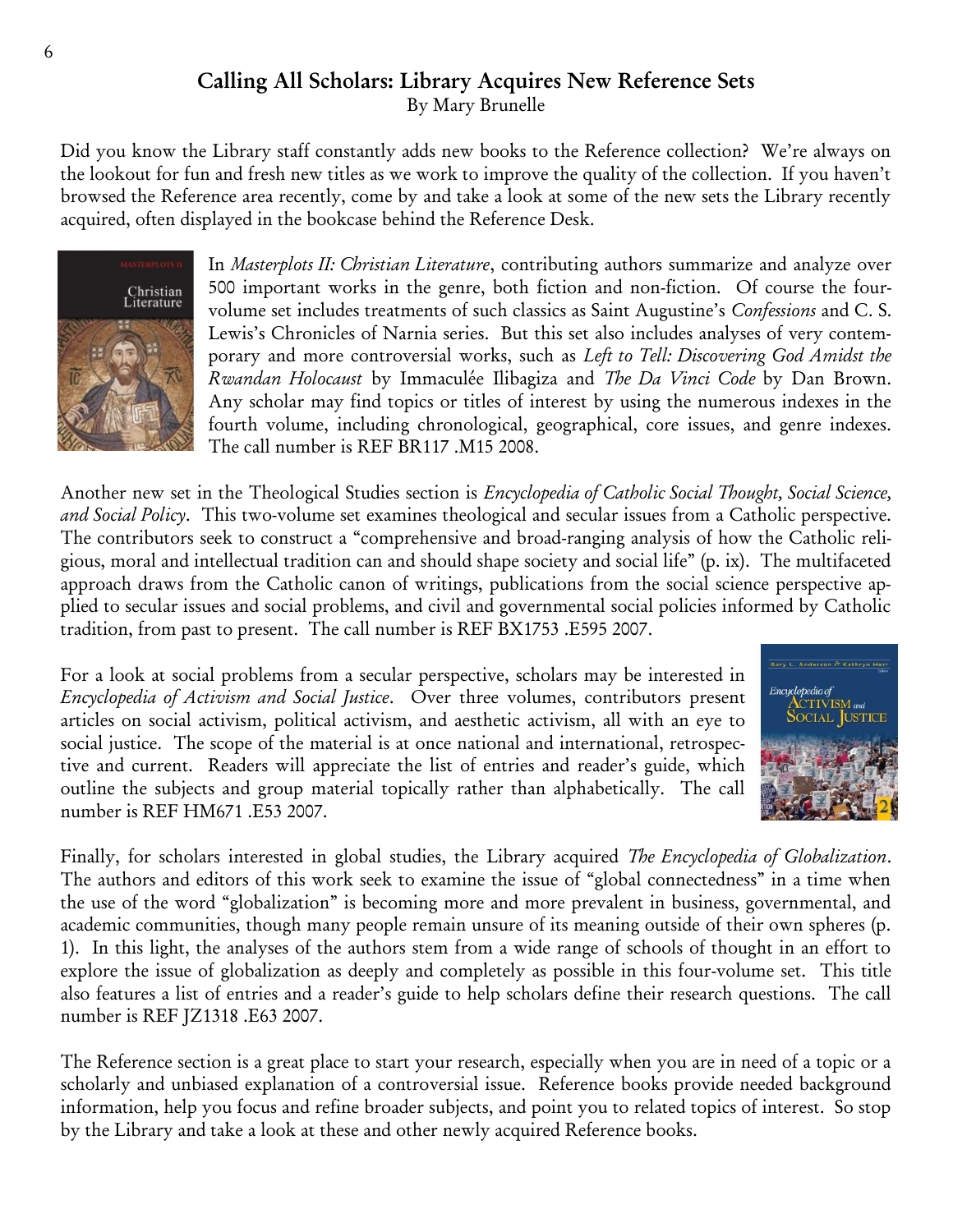## Calling All Scholars: Library Acquires New Reference Sets

By Mary Brunelle

Did you know the Library staff constantly adds new books to the Reference collection? We're always on the lookout for fun and fresh new titles as we work to improve the quality of the collection. If you haven't browsed the Reference area recently, come by and take a look at some of the new sets the Library recently acquired, often displayed in the bookcase behind the Reference Desk.

In *Masterplots II: Christian Literature*, contributing authors summarize and analyze over 500 important works in the genre, both fiction and non-fiction. Of course the four-volume set includes treatments of such classics as Saint Augustine's *Confessions* and C. S. Lewis's Chronicles of Narnia series. But this set also includes analyses of very contemporary and more controversial works, such as *Left to Tell: Discovering God Amidst the Rwandan Holocaust* by Immaculée Ilibagiza and *The Da Vinci Code* by Dan Brown. Any scholar may find topics or titles of interest by using the numerous indexes in the fourth volume, including chronological, geographical, core issues, and genre indexes. The call number is REF BR117 .M15 2008.

Another new set in the Theological Studies section is *Encyclopedia of Catholic Social Thought, Social Science, and Social Policy*. This two-volume set examines theological and secular issues from a Catholic perspective. The contributors seek to construct a "comprehensive and broad-ranging analysis of how the Catholic religious, moral and intellectual tradition can and should shape society and social life" (p. ix). The multifaceted approach draws from the Catholic canon of writings, publications from the social science perspective applied to secular issues and social problems, and civil and governmental social policies informed by Catholic tradition, from past to present. The call number is REF BX1753 .E595 2007.

For a look at social problems from a secular perspective, scholars may be interested in *Encyclopedia of Activism and Social Justice*. Over three volumes, contributors present articles on social activism, political activism, and aesthetic activism, all with an eye to social justice. The scope of the material is at once national and international, retrospective and current. Readers will appreciate the list of entries and reader's guide, which outline the subjects and group material topically rather than alphabetically. The call number is REF HM671 .E53 2007.

Finally, for scholars interested in global studies, the Library acquired *The Encyclopedia of Globalization*. The authors and editors of this work seek to examine the issue of "global connectedness" in a time when the use of the word "globalization" is becoming more and more prevalent in business, governmental, and academic communities, though many people remain unsure of its meaning outside of their own spheres (p. 1). In this light, the analyses of the authors stem from a wide range of schools of thought in an effort to explore the issue of globalization as deeply and completely as possible in this four-volume set. This title also features a list of entries and a reader's guide to help scholars define their research questions. The call number is REF JZ1318 .E63 2007.

The Reference section is a great place to start your research, especially when you are in need of a topic or a scholarly and unbiased explanation of a controversial issue. Reference books provide needed background information, help you focus and refine broader subjects, and point you to related topics of interest. So stop by the Library and take a look at these and other newly acquired Reference books.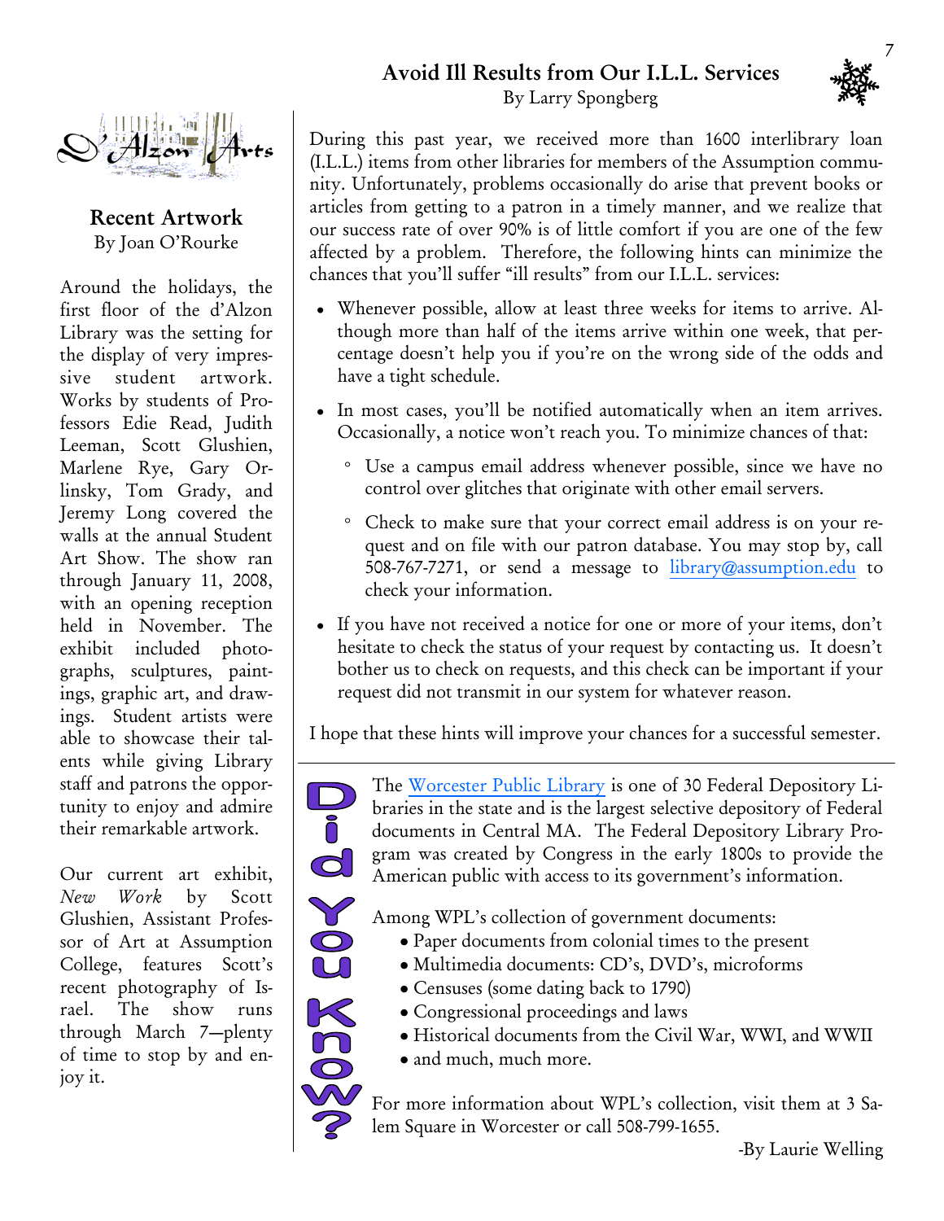D'Alzon Arts

## Recent Artwork

By Joan O'Rourke

Around the holidays, the first floor of the d'Alzon Library was the setting for the display of very impressive student artwork. Works by students of Professors Edie Read, Judith Leeman, Scott Glushien, Marlene Rye, Gary Orlinsky, Tom Grady, and Jeremy Long covered the walls at the annual Student Art Show. The show ran through January 11, 2008, with an opening reception held in November. The exhibit included photographs, sculptures, paintings, graphic art, and drawings. Student artists were able to showcase their talents while giving Library staff and patrons the opportunity to enjoy and admire their remarkable artwork.

Our current art exhibit, *New Work* by Scott Glushien, Assistant Professor of Art at Assumption College, features Scott's recent photography of Israel. The show runs through March 7—plenty of time to stop by and enjoy it.

## Avoid Ill Results from Our I.L.L. Services

By Larry Spongberg

During this past year, we received more than 1600 interlibrary loan (I.L.L.) items from other libraries for members of the Assumption community. Unfortunately, problems occasionally do arise that prevent books or articles from getting to a patron in a timely manner, and we realize that our success rate of over 90% is of little comfort if you are one of the few affected by a problem. Therefore, the following hints can minimize the chances that you'll suffer "ill results" from our I.L.L. services:

- Whenever possible, allow at least three weeks for items to arrive. Although more than half of the items arrive within one week, that percentage doesn't help you if you're on the wrong side of the odds and have a tight schedule.
- In most cases, you'll be notified automatically when an item arrives. Occasionally, a notice won't reach you. To minimize chances of that:
  - Use a campus email address whenever possible, since we have no control over glitches that originate with other email servers.
  - Check to make sure that your correct email address is on your request and on file with our patron database. You may stop by, call 508-767-7271, or send a message to library@assumption.edu to check your information.
- If you have not received a notice for one or more of your items, don't hesitate to check the status of your request by contacting us. It doesn't bother us to check on requests, and this check can be important if your request did not transmit in our system for whatever reason.

I hope that these hints will improve your chances for a successful semester.

## Did You Know?

The Worcester Public Library is one of 30 Federal Depository Libraries in the state and is the largest selective depository of Federal documents in Central MA. The Federal Depository Library Program was created by Congress in the early 1800s to provide the American public with access to its government's information.

Among WPL's collection of government documents:

- Paper documents from colonial times to the present
- Multimedia documents: CD's, DVD's, microforms
- Censuses (some dating back to 1790)
- Congressional proceedings and laws
- Historical documents from the Civil War, WWI, and WWII
- and much, much more.

For more information about WPL's collection, visit them at 3 Salem Square in Worcester or call 508-799-1655.

-By Laurie Welling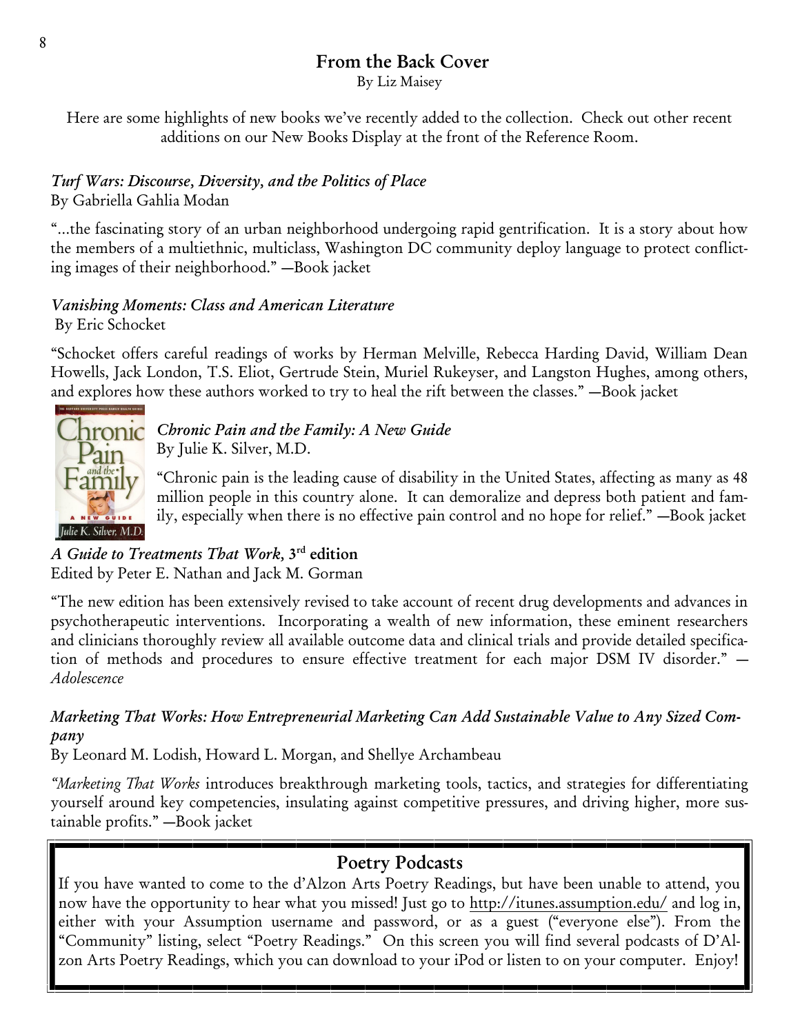## From the Back Cover

By Liz Maisey

Here are some highlights of new books we've recently added to the collection. Check out other recent additions on our New Books Display at the front of the Reference Room.

*Turf Wars: Discourse, Diversity, and the Politics of Place*
By Gabriella Gahlia Modan

"…the fascinating story of an urban neighborhood undergoing rapid gentrification. It is a story about how the members of a multiethnic, multiclass, Washington DC community deploy language to protect conflicting images of their neighborhood." —Book jacket

*Vanishing Moments: Class and American Literature*
By Eric Schocket

"Schocket offers careful readings of works by Herman Melville, Rebecca Harding David, William Dean Howells, Jack London, T.S. Eliot, Gertrude Stein, Muriel Rukeyser, and Langston Hughes, among others, and explores how these authors worked to try to heal the rift between the classes." —Book jacket

*Chronic Pain and the Family: A New Guide*
By Julie K. Silver, M.D.

"Chronic pain is the leading cause of disability in the United States, affecting as many as 48 million people in this country alone. It can demoralize and depress both patient and family, especially when there is no effective pain control and no hope for relief." —Book jacket

***A Guide to Treatments That Work*, 3rd edition**
Edited by Peter E. Nathan and Jack M. Gorman

"The new edition has been extensively revised to take account of recent drug developments and advances in psychotherapeutic interventions. Incorporating a wealth of new information, these eminent researchers and clinicians thoroughly review all available outcome data and clinical trials and provide detailed specification of methods and procedures to ensure effective treatment for each major DSM IV disorder." —*Adolescence*

*Marketing That Works: How Entrepreneurial Marketing Can Add Sustainable Value to Any Sized Company*
By Leonard M. Lodish, Howard L. Morgan, and Shellye Archambeau

"*Marketing That Works* introduces breakthrough marketing tools, tactics, and strategies for differentiating yourself around key competencies, insulating against competitive pressures, and driving higher, more sustainable profits." —Book jacket

## Poetry Podcasts

If you have wanted to come to the d'Alzon Arts Poetry Readings, but have been unable to attend, you now have the opportunity to hear what you missed! Just go to http://itunes.assumption.edu/ and log in, either with your Assumption username and password, or as a guest ("everyone else"). From the "Community" listing, select "Poetry Readings." On this screen you will find several podcasts of D'Alzon Arts Poetry Readings, which you can download to your iPod or listen to on your computer. Enjoy!